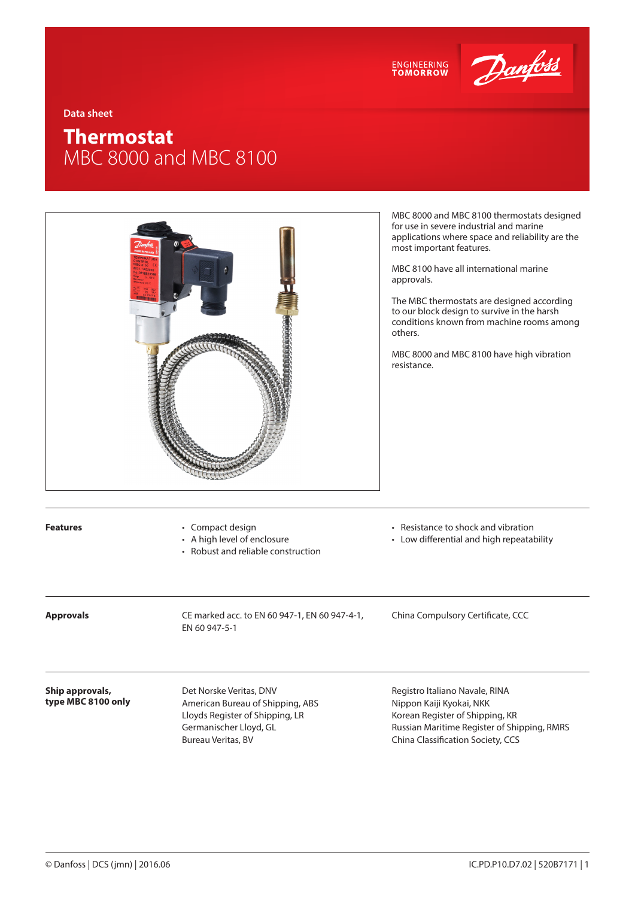Data sheet

# Thermostat
## MBC 8000 and MBC 8100

MBC 8000 and MBC 8100 thermostats designed for use in severe industrial and marine applications where space and reliability are the most important features.

MBC 8100 have all international marine approvals.

The MBC thermostats are designed according to our block design to survive in the harsh conditions known from machine rooms among others.

MBC 8000 and MBC 8100 have high vibration resistance.

**Features**

- Compact design
- A high level of enclosure
- Robust and reliable construction
- Resistance to shock and vibration
- Low differential and high repeatability

**Approvals**

CE marked acc. to EN 60 947-1, EN 60 947-4-1, EN 60 947-5-1

China Compulsory Certificate, CCC

**Ship approvals, type MBC 8100 only**

Det Norske Veritas, DNV
American Bureau of Shipping, ABS
Lloyds Register of Shipping, LR
Germanischer Lloyd, GL
Bureau Veritas, BV
Registro Italiano Navale, RINA
Nippon Kaiji Kyokai, NKK
Korean Register of Shipping, KR
Russian Maritime Register of Shipping, RMRS
China Classification Society, CCS

© Danfoss | DCS (jmn) | 2016.06 IC.PD.P10.D7.02 | 520B7171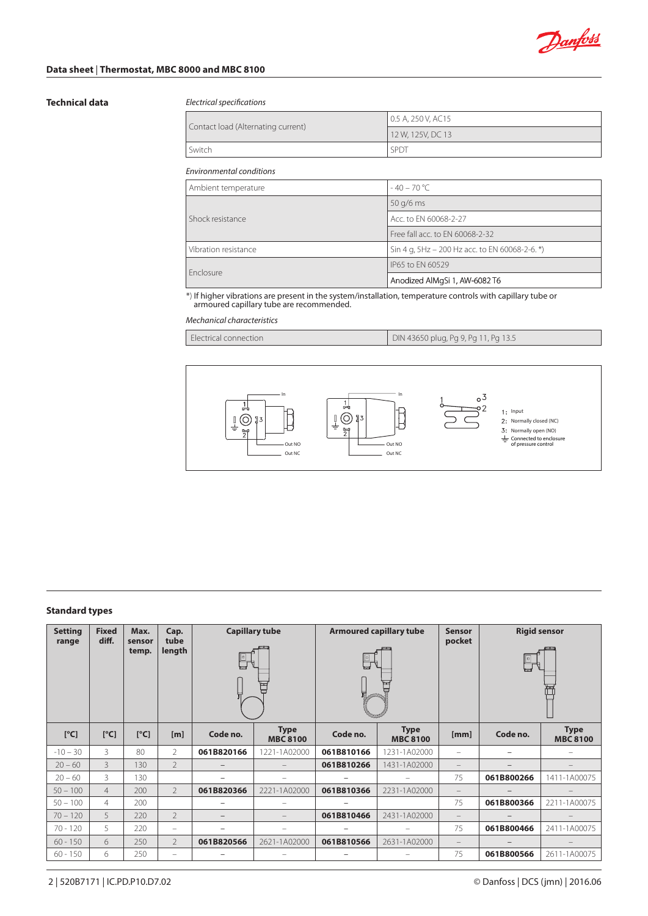## Technical data

*Electrical specifications*

| | |
|---|---|
| Contact load (Alternating current) | 0.5 A, 250 V, AC15 |
| | 12 W, 125V, DC 13 |
| Switch | SPDT |

*Environmental conditions*

| | |
|---|---|
| Ambient temperature | - 40 – 70 °C |
| Shock resistance | 50 g/6 ms |
| | Acc. to EN 60068-2-27 |
| | Free fall acc. to EN 60068-2-32 |
| Vibration resistance | Sin 4 g, 5Hz – 200 Hz acc. to EN 60068-2-6. *) |
| Enclosure | IP65 to EN 60529 |
| | Anodized AlMgSi 1, AW-6082 T6 |

*) If higher vibrations are present in the system/installation, temperature controls with capillary tube or armoured capillary tube are recommended.

*Mechanical characteristics*

| | |
|---|---|
| Electrical connection | DIN 43650 plug, Pg 9, Pg 11, Pg 13.5 |

In
Out NO
Out NC
1: Input
2: Normally closed (NC)
3: Normally open (NO)
⏚ Connected to enclosure of pressure control

## Standard types

| Setting range | Fixed diff. | Max. sensor temp. | Cap. tube length | Capillary tube | | Armoured capillary tube | | Sensor pocket | Rigid sensor | |
|---|---|---|---|---|---|---|---|---|---|---|
| [°C] | [°C] | [°C] | [m] | Code no. | Type MBC 8100 | Code no. | Type MBC 8100 | [mm] | Code no. | Type MBC 8100 |
| -10 – 30 | 3 | 80 | 2 | **061B820166** | 1221-1A02000 | **061B810166** | 1231-1A02000 | – | – | – |
| 20 – 60 | 3 | 130 | 2 | – | – | **061B810266** | 1431-1A02000 | – | – | – |
| 20 – 60 | 3 | 130 | | – | – | – | – | 75 | **061B800266** | 1411-1A00075 |
| 50 – 100 | 4 | 200 | 2 | **061B820366** | 2221-1A02000 | **061B810366** | 2231-1A02000 | – | – | – |
| 50 – 100 | 4 | 200 | | – | – | – | – | 75 | **061B800366** | 2211-1A00075 |
| 70 – 120 | 5 | 220 | 2 | – | – | **061B810466** | 2431-1A02000 | – | – | – |
| 70 - 120 | 5 | 220 | – | – | – | – | – | 75 | **061B800466** | 2411-1A00075 |
| 60 - 150 | 6 | 250 | 2 | **061B820566** | 2621-1A02000 | **061B810566** | 2631-1A02000 | – | – | – |
| 60 - 150 | 6 | 250 | – | – | – | – | – | 75 | **061B800566** | 2611-1A00075 |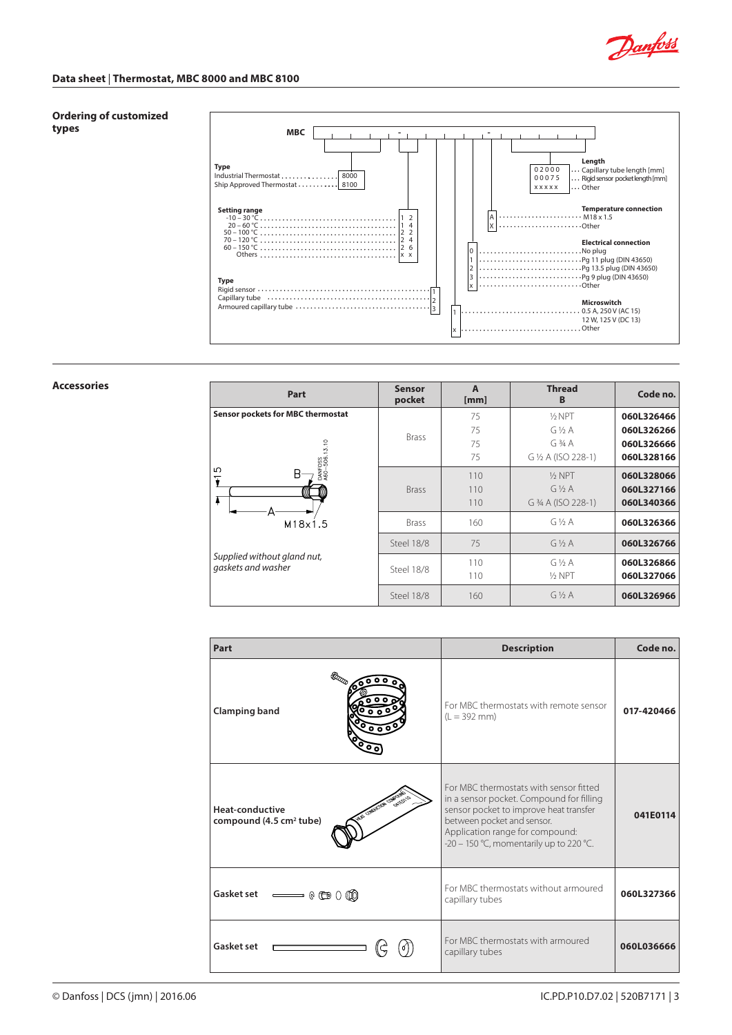## Ordering of customized types

MBC [ | | | | - | | | | - | | | | ]

**Type**
Industrial Thermostat ............... 8000
Ship Approved Thermostat ........... 8100

**Setting range**
-10 – 30 °C ........ 1 2
20 – 60 °C ........ 1 4
50 – 100 °C ........ 2 2
70 – 120 °C ........ 2 4
60 – 150 °C ........ 2 6
Others ........ x x

**Type**
Rigid sensor ........ 1
Capillary tube ........ 2
Armoured capillary tube ........ 3

**Length**
0 2 0 0 0 ... Capillary tube length [mm]
0 0 0 7 5 ... Rigid sensor pocket length [mm]
x x x x x ... Other

**Temperature connection**
A ........ M18 x 1.5
x ........ Other

**Electrical connection**
0 ........ No plug
1 ........ Pg 11 plug (DIN 43650)
2 ........ Pg 13.5 plug (DIN 43650)
3 ........ Pg 9 plug (DIN 43650)
x ........ Other

**Microswitch**
1 ........ 0.5 A, 250 V (AC 15)
12 W, 125 V (DC 13)
x ........ Other

## Accessories

| Part | Sensor pocket | A [mm] | Thread B | Code no. |
|---|---|---|---|---|
| **Sensor pockets for MBC thermostat** | Brass | 75 | ½ NPT | **060L326466** |
| | | 75 | G ½ A | **060L326266** |
| | | 75 | G ¾ A | **060L326666** |
| | | 75 | G ½ A (ISO 228-1) | **060L328166** |
| | Brass | 110 | ½ NPT | **060L328066** |
| | | 110 | G ½ A | **060L327166** |
| | | 110 | G ¾ A (ISO 228-1) | **060L340366** |
| | Brass | 160 | G ½ A | **060L326366** |
| | Steel 18/8 | 75 | G ½ A | **060L326766** |
| *Supplied without gland nut, gaskets and washer* | Steel 18/8 | 110 | G ½ A | **060L326866** |
| | | 110 | ½ NPT | **060L327066** |
| | Steel 18/8 | 160 | G ½ A | **060L326966** |

15
B
A
M18x1.5
DANFOSS A60-506.13.10

| Part | Description | Code no. |
|---|---|---|
| **Clamping band** | For MBC thermostats with remote sensor (L = 392 mm) | **017-420466** |
| **Heat-conductive compound (4.5 cm² tube)** | For MBC thermostats with sensor fitted in a sensor pocket. Compound for filling sensor pocket to improve heat transfer between pocket and sensor. Application range for compound: -20 – 150 °C, momentarily up to 220 °C. | **041E0114** |
| **Gasket set** | For MBC thermostats without armoured capillary tubes | **060L327366** |
| **Gasket set** | For MBC thermostats with armoured capillary tubes | **060L036666** |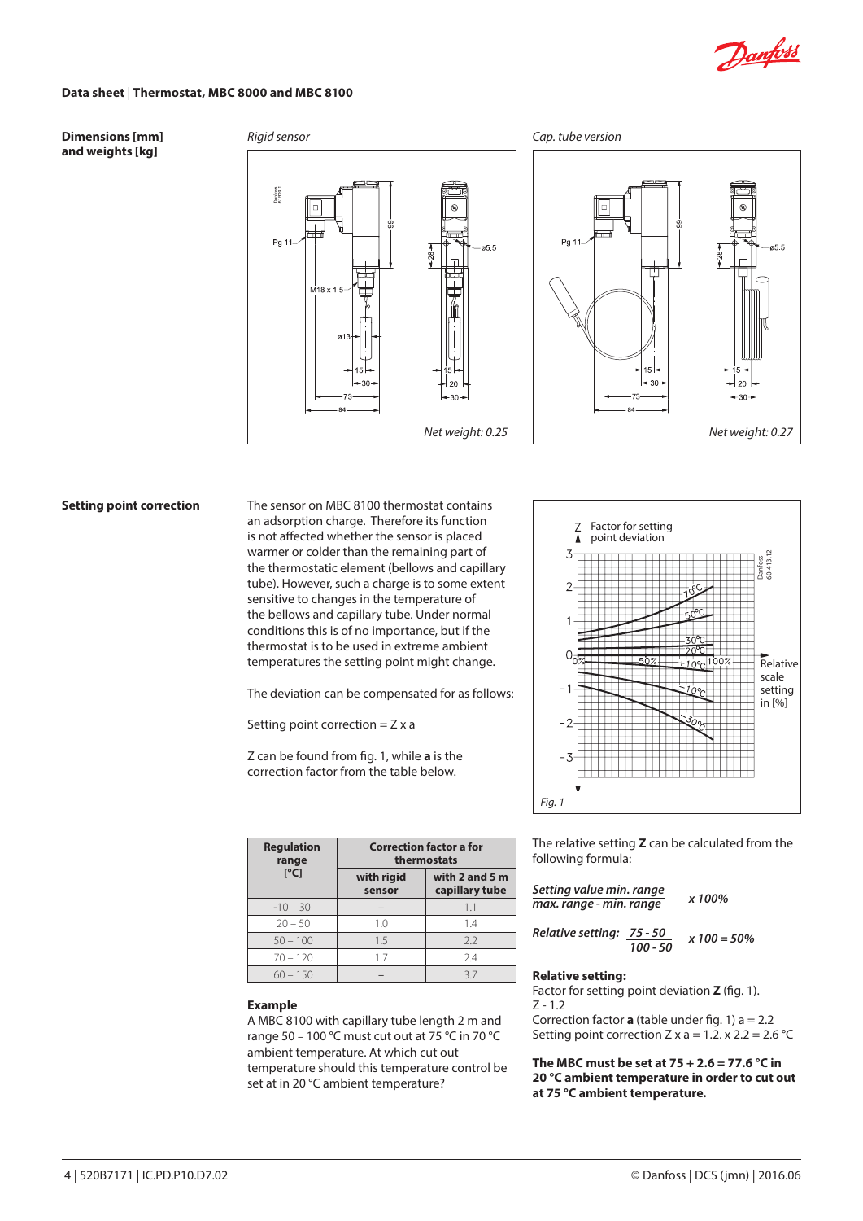## Dimensions [mm] and weights [kg]

*Rigid sensor*

Pg 11

M18 x 1.5

ø13

98

28

ø5.5

15

30

73

84

20

30

*Net weight: 0.25*

*Cap. tube version*

Pg 11

99

28

ø5.5

15

30

73

84

20

30

*Net weight: 0.27*

## Setting point correction

The sensor on MBC 8100 thermostat contains an adsorption charge. Therefore its function is not affected whether the sensor is placed warmer or colder than the remaining part of the thermostatic element (bellows and capillary tube). However, such a charge is to some extent sensitive to changes in the temperature of the bellows and capillary tube. Under normal conditions this is of no importance, but if the thermostat is to be used in extreme ambient temperatures the setting point might change.

The deviation can be compensated for as follows:

Setting point correction = Z x a

Z can be found from fig. 1, while **a** is the correction factor from the table below.

Z Factor for setting point deviation

3

2

1

0

-1

-2

-3

0%

50%

100%

70°C

50°C

30°C

20°C

+10°C

-10°C

-30°C

Relative scale setting in [%]

*Fig. 1*

| Regulation range [°C] | Correction factor a for thermostats | |
|---|---|---|
| | with rigid sensor | with 2 and 5 m capillary tube |
| -10 – 30 | – | 1.1 |
| 20 – 50 | 1.0 | 1.4 |
| 50 – 100 | 1.5 | 2.2 |
| 70 – 120 | 1.7 | 2.4 |
| 60 – 150 | – | 3.7 |

**Example**

A MBC 8100 with capillary tube length 2 m and range 50 – 100 °C must cut out at 75 °C in 70 °C ambient temperature. At which cut out temperature should this temperature control be set at in 20 °C ambient temperature?

The relative setting **Z** can be calculated from the following formula:

***Setting value min. range* / *max. range - min. range*** *x 100%*

***Relative setting:*** ***75 - 50* / *100 - 50*** ***x 100 = 50%***

**Relative setting:**
Factor for setting point deviation **Z** (fig. 1).
Z - 1.2
Correction factor **a** (table under fig. 1) a = 2.2
Setting point correction Z x a = 1.2. x 2.2 = 2.6 °C

**The MBC must be set at 75 + 2.6 = 77.6 °C in 20 °C ambient temperature in order to cut out at 75 °C ambient temperature.**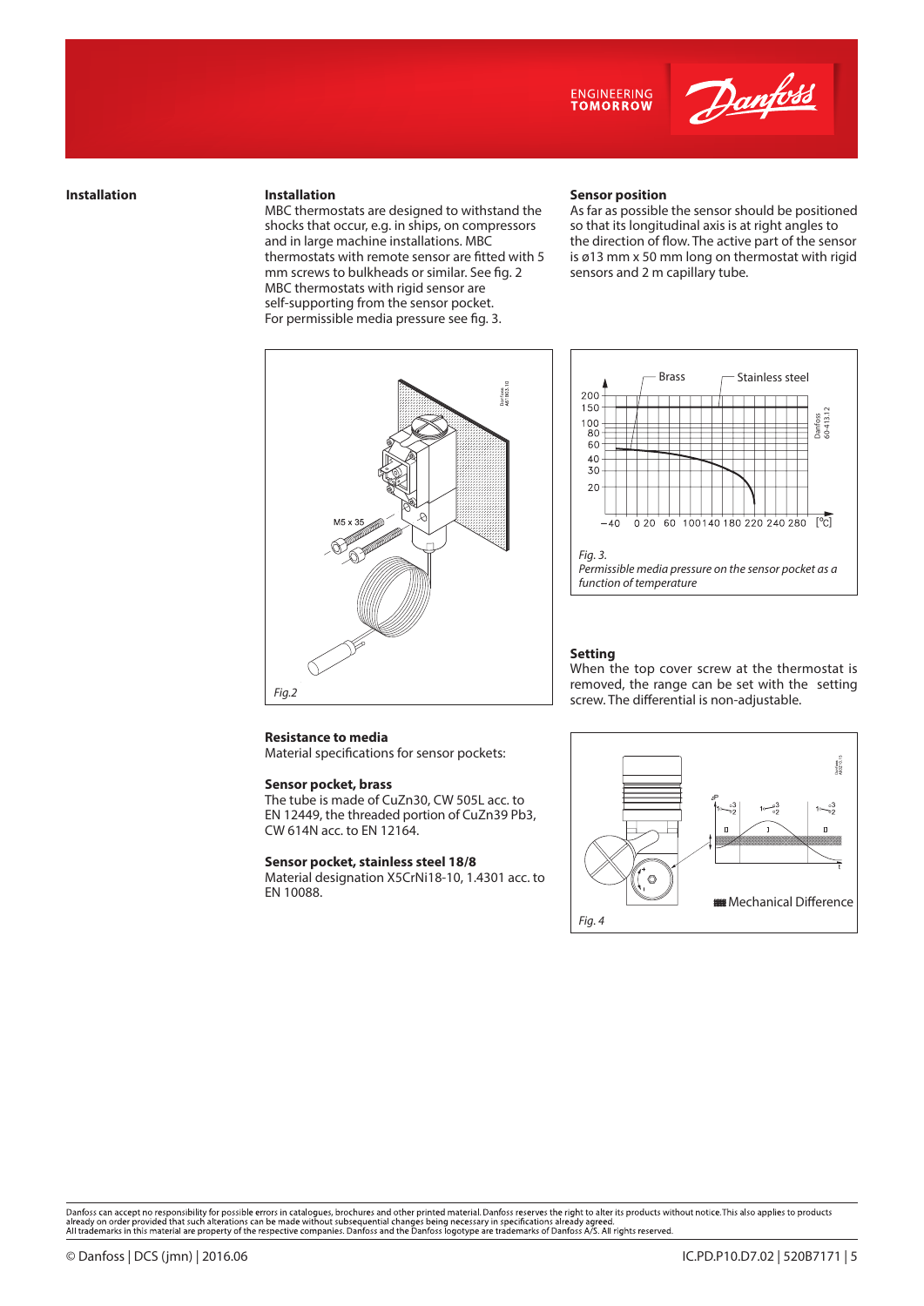## Installation

### Installation

MBC thermostats are designed to withstand the shocks that occur, e.g. in ships, on compressors and in large machine installations. MBC thermostats with remote sensor are fitted with 5 mm screws to bulkheads or similar. See fig. 2
MBC thermostats with rigid sensor are self-supporting from the sensor pocket.
For permissible media pressure see fig. 3.

M5 x 35

*Fig.2*

### Sensor position

As far as possible the sensor should be positioned so that its longitudinal axis is at right angles to the direction of flow. The active part of the sensor is ø13 mm x 50 mm long on thermostat with rigid sensors and 2 m capillary tube.

Brass
Stainless steel
200
150
100
80
60
40
30
20
−40 0 20 60 100 140 180 220 240 280 [°C]

*Fig. 3.*
*Permissible media pressure on the sensor pocket as a function of temperature*

### Resistance to media

Material specifications for sensor pockets:

**Sensor pocket, brass**
The tube is made of CuZn30, CW 505L acc. to EN 12449, the threaded portion of CuZn39 Pb3, CW 614N acc. to EN 12164.

**Sensor pocket, stainless steel 18/8**
Material designation X5CrNi18-10, 1.4301 acc. to EN 10088.

### Setting

When the top cover screw at the thermostat is removed, the range can be set with the setting screw. The differential is non-adjustable.

Mechanical Difference

*Fig. 4*